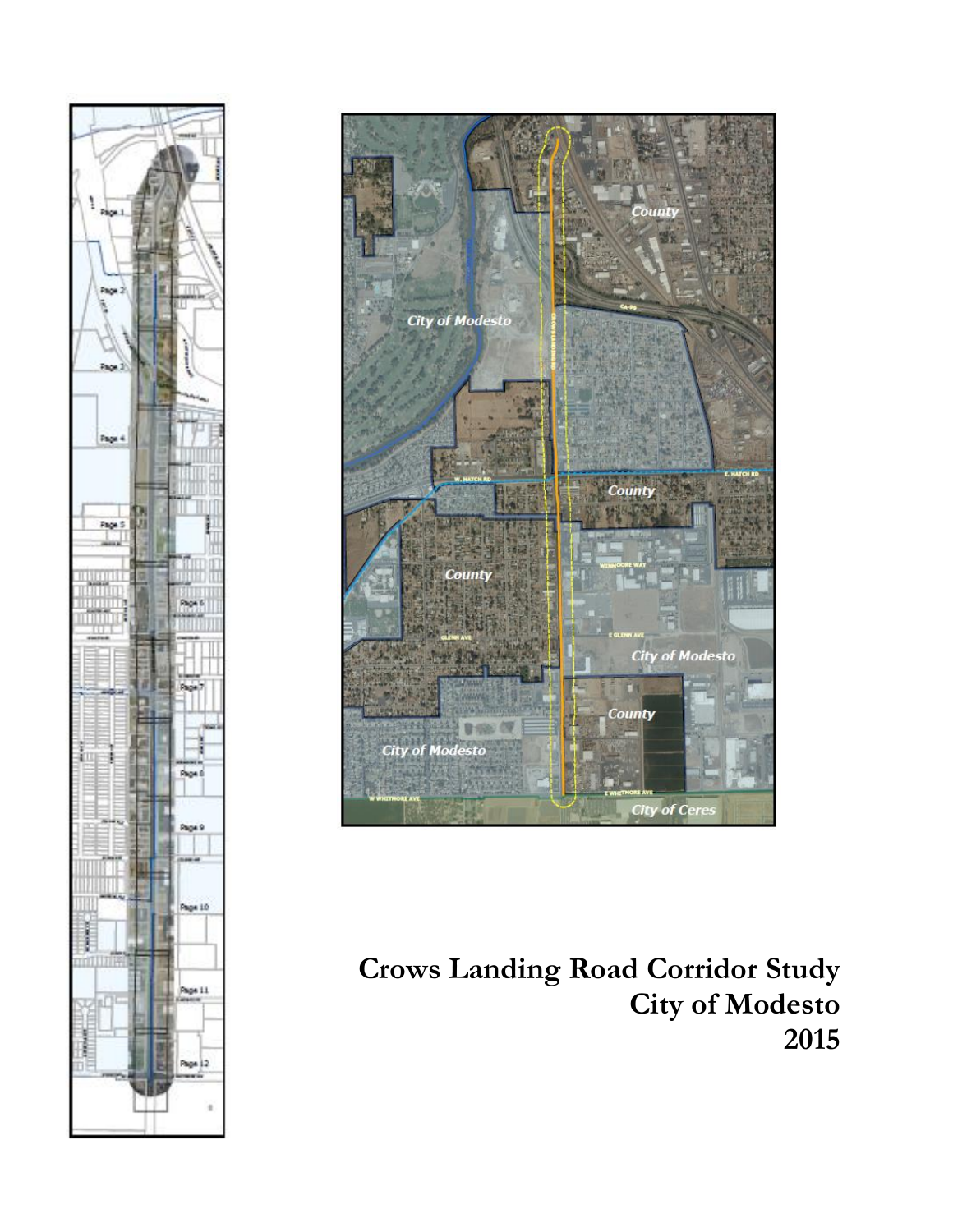# Crows Landing Road Corridor Study
# City of Modesto
# 2015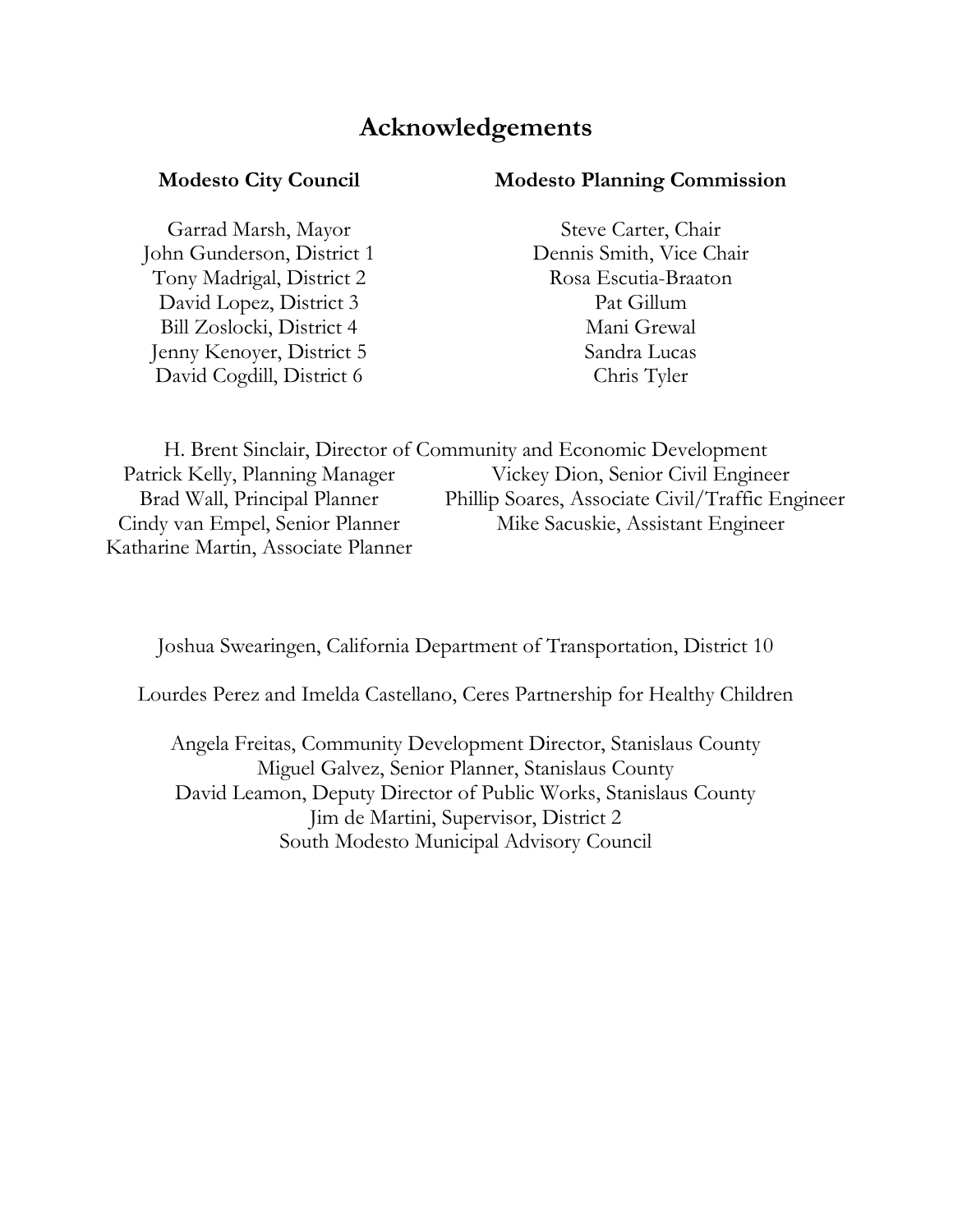# Acknowledgements

**Modesto City Council**

Garrad Marsh, Mayor
John Gunderson, District 1
Tony Madrigal, District 2
David Lopez, District 3
Bill Zoslocki, District 4
Jenny Kenoyer, District 5
David Cogdill, District 6

**Modesto Planning Commission**

Steve Carter, Chair
Dennis Smith, Vice Chair
Rosa Escutia-Braaton
Pat Gillum
Mani Grewal
Sandra Lucas
Chris Tyler

H. Brent Sinclair, Director of Community and Economic Development

Patrick Kelly, Planning Manager
Brad Wall, Principal Planner
Cindy van Empel, Senior Planner
Katharine Martin, Associate Planner

Vickey Dion, Senior Civil Engineer
Phillip Soares, Associate Civil/Traffic Engineer
Mike Sacuskie, Assistant Engineer

Joshua Swearingen, California Department of Transportation, District 10

Lourdes Perez and Imelda Castellano, Ceres Partnership for Healthy Children

Angela Freitas, Community Development Director, Stanislaus County
Miguel Galvez, Senior Planner, Stanislaus County
David Leamon, Deputy Director of Public Works, Stanislaus County
Jim de Martini, Supervisor, District 2
South Modesto Municipal Advisory Council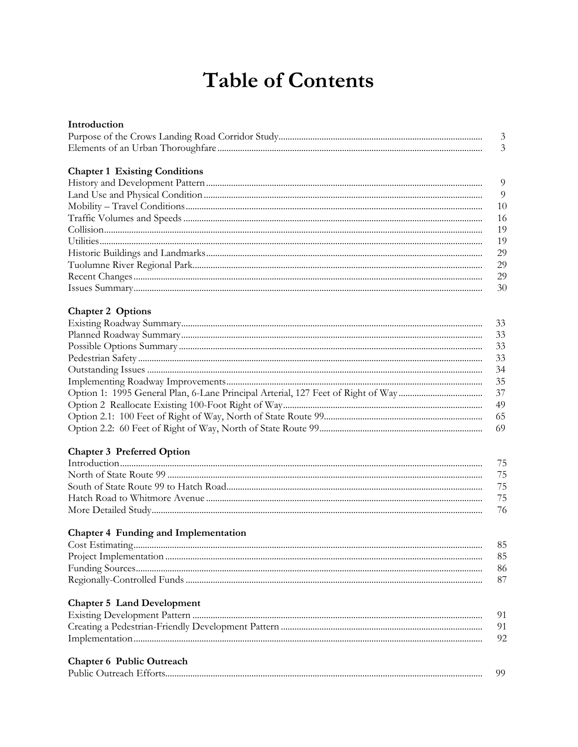# Table of Contents

| | |
|---|---|
| **Introduction** | |
| Purpose of the Crows Landing Road Corridor Study | 3 |
| Elements of an Urban Thoroughfare | 3 |
| | |
| **Chapter 1 Existing Conditions** | |
| History and Development Pattern | 9 |
| Land Use and Physical Condition | 9 |
| Mobility – Travel Conditions | 10 |
| Traffic Volumes and Speeds | 16 |
| Collision | 19 |
| Utilities | 19 |
| Historic Buildings and Landmarks | 29 |
| Tuolumne River Regional Park | 29 |
| Recent Changes | 29 |
| Issues Summary | 30 |
| | |
| **Chapter 2 Options** | |
| Existing Roadway Summary | 33 |
| Planned Roadway Summary | 33 |
| Possible Options Summary | 33 |
| Pedestrian Safety | 33 |
| Outstanding Issues | 34 |
| Implementing Roadway Improvements | 35 |
| Option 1: 1995 General Plan, 6-Lane Principal Arterial, 127 Feet of Right of Way | 37 |
| Option 2 Reallocate Existing 100-Foot Right of Way | 49 |
| Option 2.1: 100 Feet of Right of Way, North of State Route 99 | 65 |
| Option 2.2: 60 Feet of Right of Way, North of State Route 99 | 69 |
| | |
| **Chapter 3 Preferred Option** | |
| Introduction | 75 |
| North of State Route 99 | 75 |
| South of State Route 99 to Hatch Road | 75 |
| Hatch Road to Whitmore Avenue | 75 |
| More Detailed Study | 76 |
| | |
| **Chapter 4 Funding and Implementation** | |
| Cost Estimating | 85 |
| Project Implementation | 85 |
| Funding Sources | 86 |
| Regionally-Controlled Funds | 87 |
| | |
| **Chapter 5 Land Development** | |
| Existing Development Pattern | 91 |
| Creating a Pedestrian-Friendly Development Pattern | 91 |
| Implementation | 92 |
| | |
| **Chapter 6 Public Outreach** | |
| Public Outreach Efforts | 99 |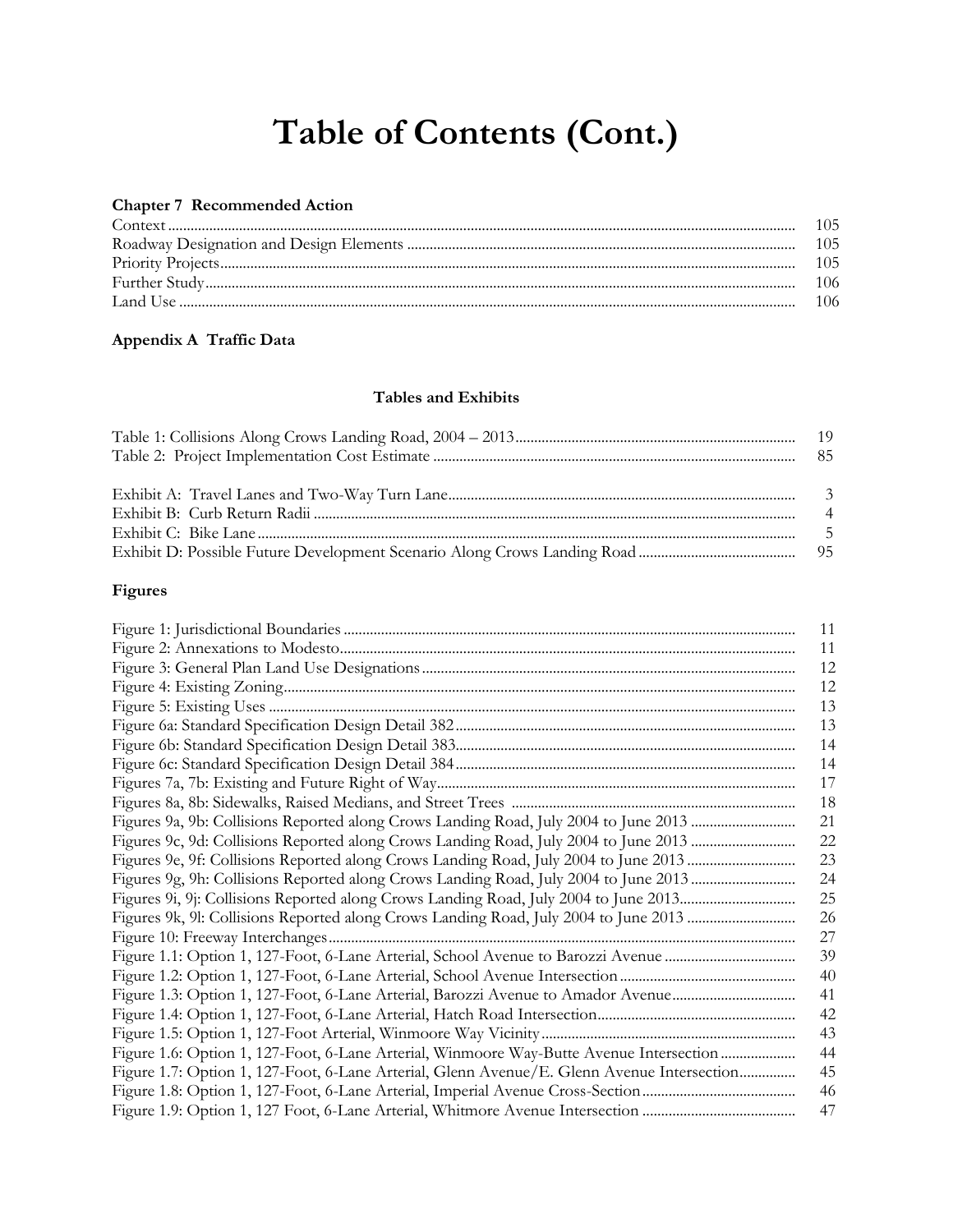# Table of Contents (Cont.)

**Chapter 7 Recommended Action**

| | |
|---|---|
| Context | 105 |
| Roadway Designation and Design Elements | 105 |
| Priority Projects | 105 |
| Further Study | 106 |
| Land Use | 106 |

**Appendix A Traffic Data**

## Tables and Exhibits

| | |
|---|---|
| Table 1: Collisions Along Crows Landing Road, 2004 – 2013 | 19 |
| Table 2: Project Implementation Cost Estimate | 85 |
| | |
| Exhibit A: Travel Lanes and Two-Way Turn Lane | 3 |
| Exhibit B: Curb Return Radii | 4 |
| Exhibit C: Bike Lane | 5 |
| Exhibit D: Possible Future Development Scenario Along Crows Landing Road | 95 |

### Figures

| | |
|---|---|
| Figure 1: Jurisdictional Boundaries | 11 |
| Figure 2: Annexations to Modesto | 11 |
| Figure 3: General Plan Land Use Designations | 12 |
| Figure 4: Existing Zoning | 12 |
| Figure 5: Existing Uses | 13 |
| Figure 6a: Standard Specification Design Detail 382 | 13 |
| Figure 6b: Standard Specification Design Detail 383 | 14 |
| Figure 6c: Standard Specification Design Detail 384 | 14 |
| Figures 7a, 7b: Existing and Future Right of Way | 17 |
| Figures 8a, 8b: Sidewalks, Raised Medians, and Street Trees | 18 |
| Figures 9a, 9b: Collisions Reported along Crows Landing Road, July 2004 to June 2013 | 21 |
| Figures 9c, 9d: Collisions Reported along Crows Landing Road, July 2004 to June 2013 | 22 |
| Figures 9e, 9f: Collisions Reported along Crows Landing Road, July 2004 to June 2013 | 23 |
| Figures 9g, 9h: Collisions Reported along Crows Landing Road, July 2004 to June 2013 | 24 |
| Figures 9i, 9j: Collisions Reported along Crows Landing Road, July 2004 to June 2013 | 25 |
| Figures 9k, 9l: Collisions Reported along Crows Landing Road, July 2004 to June 2013 | 26 |
| Figure 10: Freeway Interchanges | 27 |
| Figure 1.1: Option 1, 127-Foot, 6-Lane Arterial, School Avenue to Barozzi Avenue | 39 |
| Figure 1.2: Option 1, 127-Foot, 6-Lane Arterial, School Avenue Intersection | 40 |
| Figure 1.3: Option 1, 127-Foot, 6-Lane Arterial, Barozzi Avenue to Amador Avenue | 41 |
| Figure 1.4: Option 1, 127-Foot, 6-Lane Arterial, Hatch Road Intersection | 42 |
| Figure 1.5: Option 1, 127-Foot Arterial, Winmoore Way Vicinity | 43 |
| Figure 1.6: Option 1, 127-Foot, 6-Lane Arterial, Winmoore Way-Butte Avenue Intersection | 44 |
| Figure 1.7: Option 1, 127-Foot, 6-Lane Arterial, Glenn Avenue/E. Glenn Avenue Intersection | 45 |
| Figure 1.8: Option 1, 127-Foot, 6-Lane Arterial, Imperial Avenue Cross-Section | 46 |
| Figure 1.9: Option 1, 127 Foot, 6-Lane Arterial, Whitmore Avenue Intersection | 47 |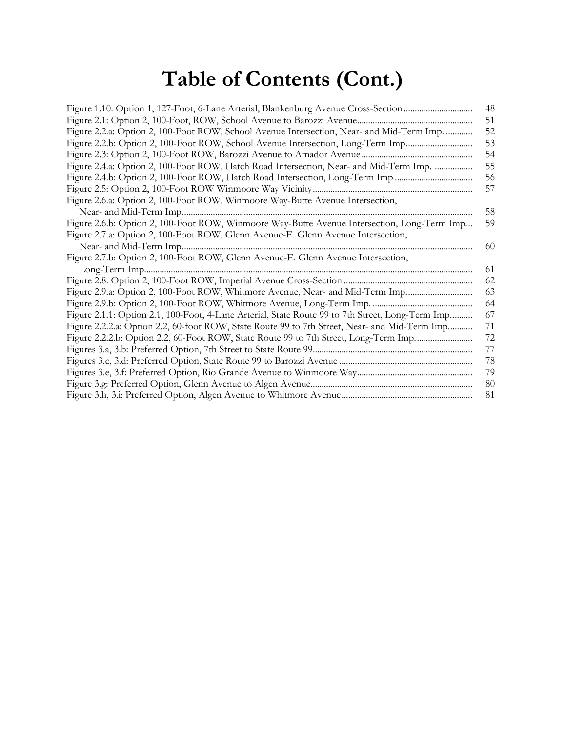# Table of Contents (Cont.)

| | |
|---|---|
| Figure 1.10: Option 1, 127-Foot, 6-Lane Arterial, Blankenburg Avenue Cross-Section | 48 |
| Figure 2.1: Option 2, 100-Foot, ROW, School Avenue to Barozzi Avenue | 51 |
| Figure 2.2.a: Option 2, 100-Foot ROW, School Avenue Intersection, Near- and Mid-Term Imp. | 52 |
| Figure 2.2.b: Option 2, 100-Foot ROW, School Avenue Intersection, Long-Term Imp. | 53 |
| Figure 2.3: Option 2, 100-Foot ROW, Barozzi Avenue to Amador Avenue | 54 |
| Figure 2.4.a: Option 2, 100-Foot ROW, Hatch Road Intersection, Near- and Mid-Term Imp. | 55 |
| Figure 2.4.b: Option 2, 100-Foot ROW, Hatch Road Intersection, Long-Term Imp | 56 |
| Figure 2.5: Option 2, 100-Foot ROW Winmoore Way Vicinity | 57 |
| Figure 2.6.a: Option 2, 100-Foot ROW, Winmoore Way-Butte Avenue Intersection, Near- and Mid-Term Imp. | 58 |
| Figure 2.6.b: Option 2, 100-Foot ROW, Winmoore Way-Butte Avenue Intersection, Long-Term Imp... | 59 |
| Figure 2.7.a: Option 2, 100-Foot ROW, Glenn Avenue-E. Glenn Avenue Intersection, Near- and Mid-Term Imp. | 60 |
| Figure 2.7.b: Option 2, 100-Foot ROW, Glenn Avenue-E. Glenn Avenue Intersection, Long-Term Imp. | 61 |
| Figure 2.8: Option 2, 100-Foot ROW, Imperial Avenue Cross-Section | 62 |
| Figure 2.9.a: Option 2, 100-Foot ROW, Whitmore Avenue, Near- and Mid-Term Imp. | 63 |
| Figure 2.9.b: Option 2, 100-Foot ROW, Whitmore Avenue, Long-Term Imp. | 64 |
| Figure 2.1.1: Option 2.1, 100-Foot, 4-Lane Arterial, State Route 99 to 7th Street, Long-Term Imp. | 67 |
| Figure 2.2.2.a: Option 2.2, 60-foot ROW, State Route 99 to 7th Street, Near- and Mid-Term Imp. | 71 |
| Figure 2.2.2.b: Option 2.2, 60-Foot ROW, State Route 99 to 7th Street, Long-Term Imp. | 72 |
| Figures 3.a, 3.b: Preferred Option, 7th Street to State Route 99 | 77 |
| Figures 3.c, 3.d: Preferred Option, State Route 99 to Barozzi Avenue | 78 |
| Figures 3.e, 3.f: Preferred Option, Rio Grande Avenue to Winmoore Way | 79 |
| Figure 3.g: Preferred Option, Glenn Avenue to Algen Avenue | 80 |
| Figure 3.h, 3.i: Preferred Option, Algen Avenue to Whitmore Avenue | 81 |